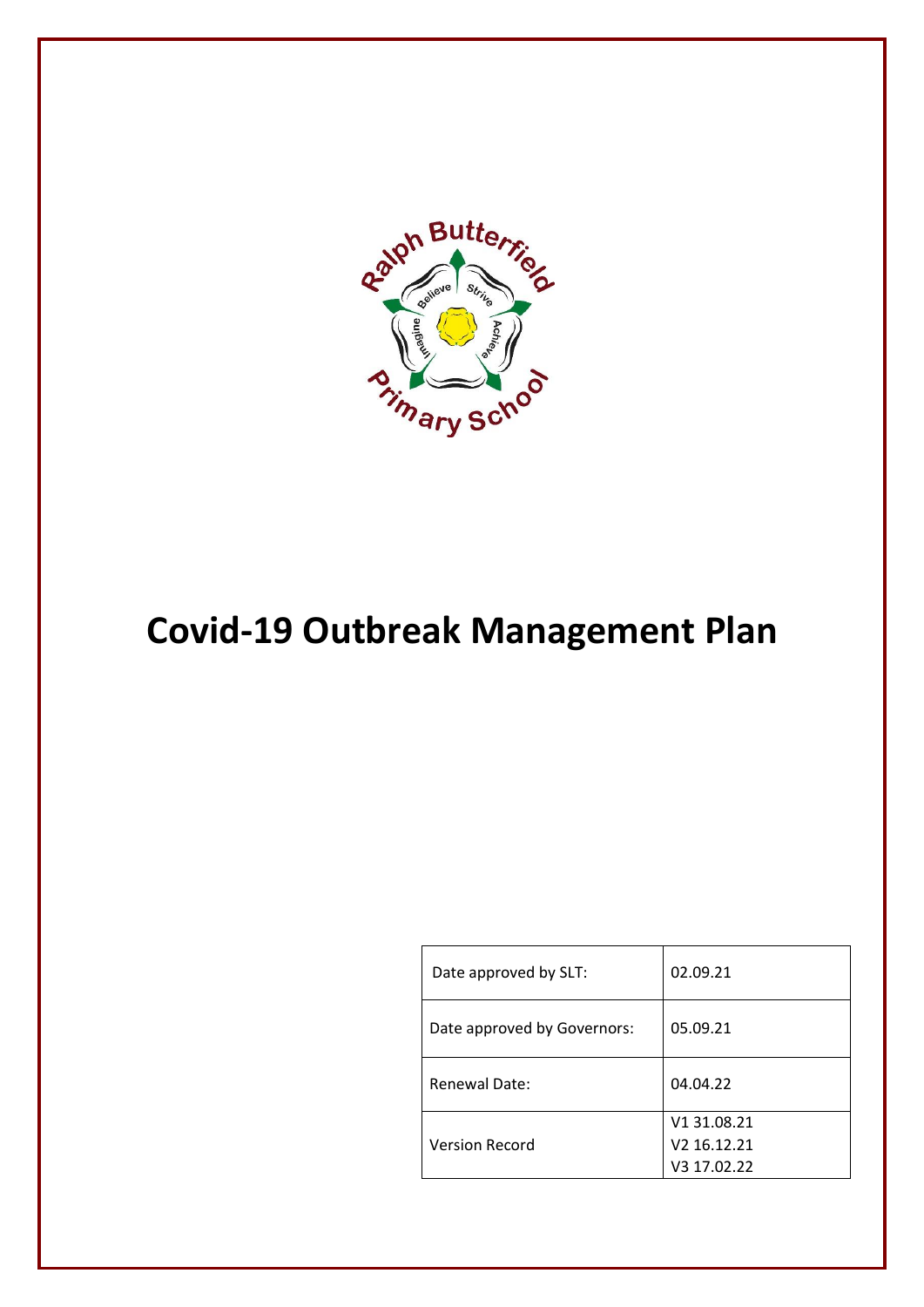# Covid-19 Outbreak Management Plan

| Date approved by SLT: | 02.09.21 |
|---|---|
| Date approved by Governors: | 05.09.21 |
| Renewal Date: | 04.04.22 |
| Version Record | V1 31.08.21<br>V2 16.12.21<br>V3 17.02.22 |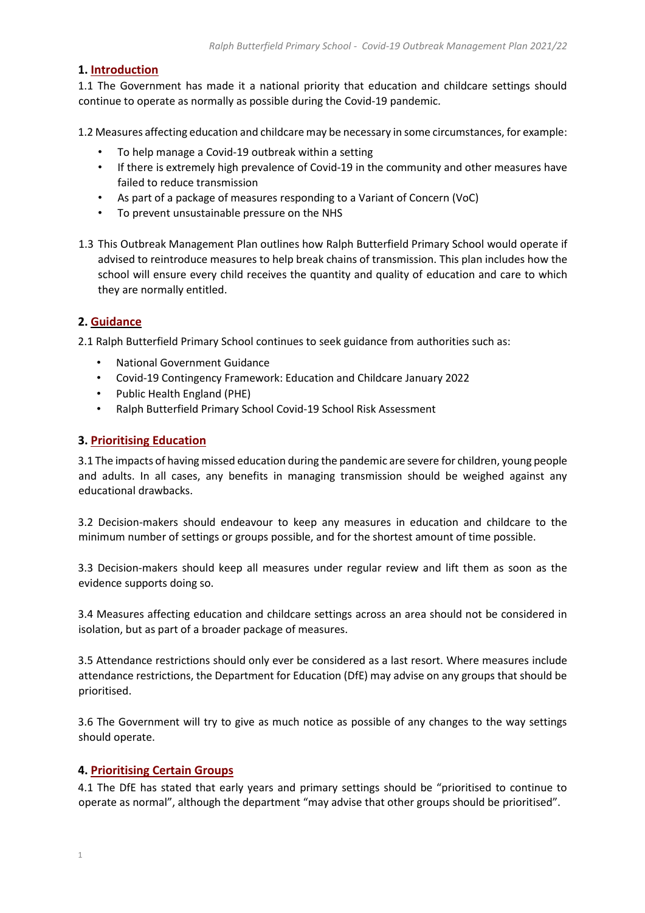## 1. Introduction

1.1 The Government has made it a national priority that education and childcare settings should continue to operate as normally as possible during the Covid-19 pandemic.

1.2 Measures affecting education and childcare may be necessary in some circumstances, for example:

- To help manage a Covid-19 outbreak within a setting
- If there is extremely high prevalence of Covid-19 in the community and other measures have failed to reduce transmission
- As part of a package of measures responding to a Variant of Concern (VoC)
- To prevent unsustainable pressure on the NHS

1.3 This Outbreak Management Plan outlines how Ralph Butterfield Primary School would operate if advised to reintroduce measures to help break chains of transmission. This plan includes how the school will ensure every child receives the quantity and quality of education and care to which they are normally entitled.

## 2. Guidance

2.1 Ralph Butterfield Primary School continues to seek guidance from authorities such as:

- National Government Guidance
- Covid-19 Contingency Framework: Education and Childcare January 2022
- Public Health England (PHE)
- Ralph Butterfield Primary School Covid-19 School Risk Assessment

## 3. Prioritising Education

3.1 The impacts of having missed education during the pandemic are severe for children, young people and adults. In all cases, any benefits in managing transmission should be weighed against any educational drawbacks.

3.2 Decision-makers should endeavour to keep any measures in education and childcare to the minimum number of settings or groups possible, and for the shortest amount of time possible.

3.3 Decision-makers should keep all measures under regular review and lift them as soon as the evidence supports doing so.

3.4 Measures affecting education and childcare settings across an area should not be considered in isolation, but as part of a broader package of measures.

3.5 Attendance restrictions should only ever be considered as a last resort. Where measures include attendance restrictions, the Department for Education (DfE) may advise on any groups that should be prioritised.

3.6 The Government will try to give as much notice as possible of any changes to the way settings should operate.

## 4. Prioritising Certain Groups

4.1 The DfE has stated that early years and primary settings should be "prioritised to continue to operate as normal", although the department "may advise that other groups should be prioritised".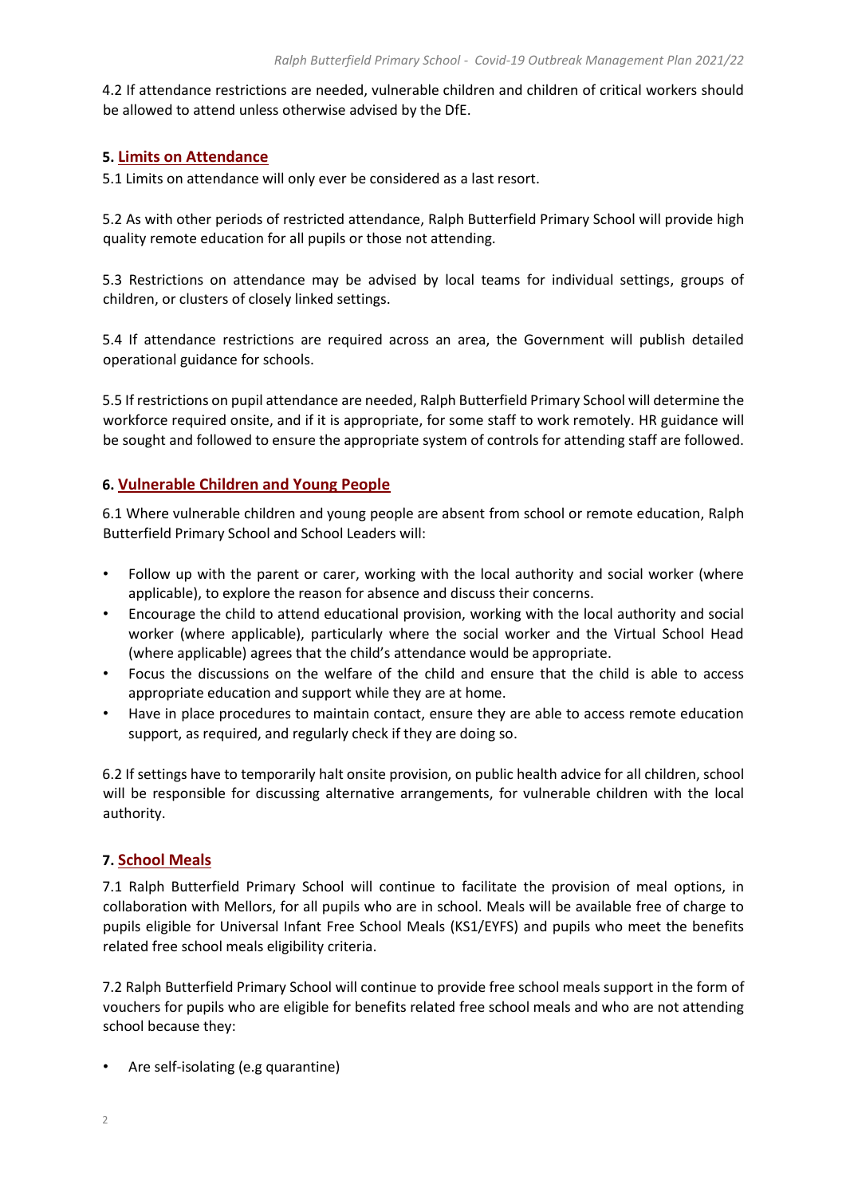4.2 If attendance restrictions are needed, vulnerable children and children of critical workers should be allowed to attend unless otherwise advised by the DfE.

## 5. Limits on Attendance

5.1 Limits on attendance will only ever be considered as a last resort.

5.2 As with other periods of restricted attendance, Ralph Butterfield Primary School will provide high quality remote education for all pupils or those not attending.

5.3 Restrictions on attendance may be advised by local teams for individual settings, groups of children, or clusters of closely linked settings.

5.4 If attendance restrictions are required across an area, the Government will publish detailed operational guidance for schools.

5.5 If restrictions on pupil attendance are needed, Ralph Butterfield Primary School will determine the workforce required onsite, and if it is appropriate, for some staff to work remotely. HR guidance will be sought and followed to ensure the appropriate system of controls for attending staff are followed.

## 6. Vulnerable Children and Young People

6.1 Where vulnerable children and young people are absent from school or remote education, Ralph Butterfield Primary School and School Leaders will:

- Follow up with the parent or carer, working with the local authority and social worker (where applicable), to explore the reason for absence and discuss their concerns.
- Encourage the child to attend educational provision, working with the local authority and social worker (where applicable), particularly where the social worker and the Virtual School Head (where applicable) agrees that the child's attendance would be appropriate.
- Focus the discussions on the welfare of the child and ensure that the child is able to access appropriate education and support while they are at home.
- Have in place procedures to maintain contact, ensure they are able to access remote education support, as required, and regularly check if they are doing so.

6.2 If settings have to temporarily halt onsite provision, on public health advice for all children, school will be responsible for discussing alternative arrangements, for vulnerable children with the local authority.

## 7. School Meals

7.1 Ralph Butterfield Primary School will continue to facilitate the provision of meal options, in collaboration with Mellors, for all pupils who are in school. Meals will be available free of charge to pupils eligible for Universal Infant Free School Meals (KS1/EYFS) and pupils who meet the benefits related free school meals eligibility criteria.

7.2 Ralph Butterfield Primary School will continue to provide free school meals support in the form of vouchers for pupils who are eligible for benefits related free school meals and who are not attending school because they:

- Are self-isolating (e.g quarantine)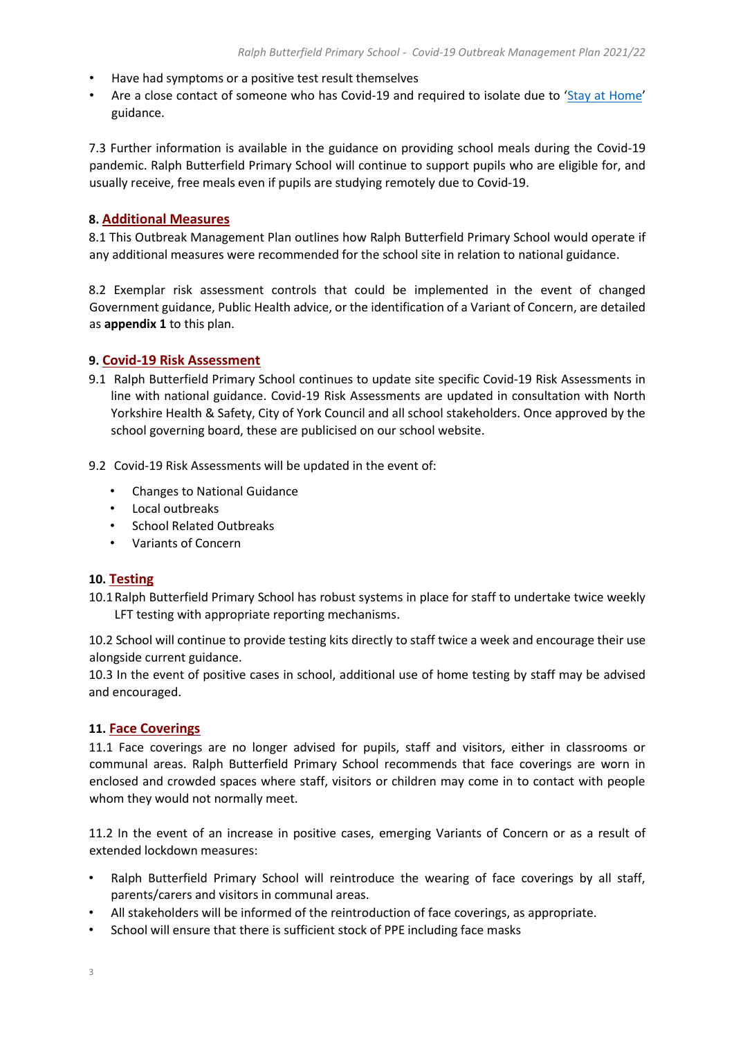- Have had symptoms or a positive test result themselves
- Are a close contact of someone who has Covid-19 and required to isolate due to '[Stay at Home](#)' guidance.

7.3 Further information is available in the guidance on providing school meals during the Covid-19 pandemic. Ralph Butterfield Primary School will continue to support pupils who are eligible for, and usually receive, free meals even if pupils are studying remotely due to Covid-19.

## 8. Additional Measures

8.1 This Outbreak Management Plan outlines how Ralph Butterfield Primary School would operate if any additional measures were recommended for the school site in relation to national guidance.

8.2 Exemplar risk assessment controls that could be implemented in the event of changed Government guidance, Public Health advice, or the identification of a Variant of Concern, are detailed as **appendix 1** to this plan.

## 9. Covid-19 Risk Assessment

9.1 Ralph Butterfield Primary School continues to update site specific Covid-19 Risk Assessments in line with national guidance. Covid-19 Risk Assessments are updated in consultation with North Yorkshire Health & Safety, City of York Council and all school stakeholders. Once approved by the school governing board, these are publicised on our school website.

9.2 Covid-19 Risk Assessments will be updated in the event of:

- Changes to National Guidance
- Local outbreaks
- School Related Outbreaks
- Variants of Concern

## 10. Testing

10.1 Ralph Butterfield Primary School has robust systems in place for staff to undertake twice weekly LFT testing with appropriate reporting mechanisms.

10.2 School will continue to provide testing kits directly to staff twice a week and encourage their use alongside current guidance.

10.3 In the event of positive cases in school, additional use of home testing by staff may be advised and encouraged.

## 11. Face Coverings

11.1 Face coverings are no longer advised for pupils, staff and visitors, either in classrooms or communal areas. Ralph Butterfield Primary School recommends that face coverings are worn in enclosed and crowded spaces where staff, visitors or children may come in to contact with people whom they would not normally meet.

11.2 In the event of an increase in positive cases, emerging Variants of Concern or as a result of extended lockdown measures:

- Ralph Butterfield Primary School will reintroduce the wearing of face coverings by all staff, parents/carers and visitors in communal areas.
- All stakeholders will be informed of the reintroduction of face coverings, as appropriate.
- School will ensure that there is sufficient stock of PPE including face masks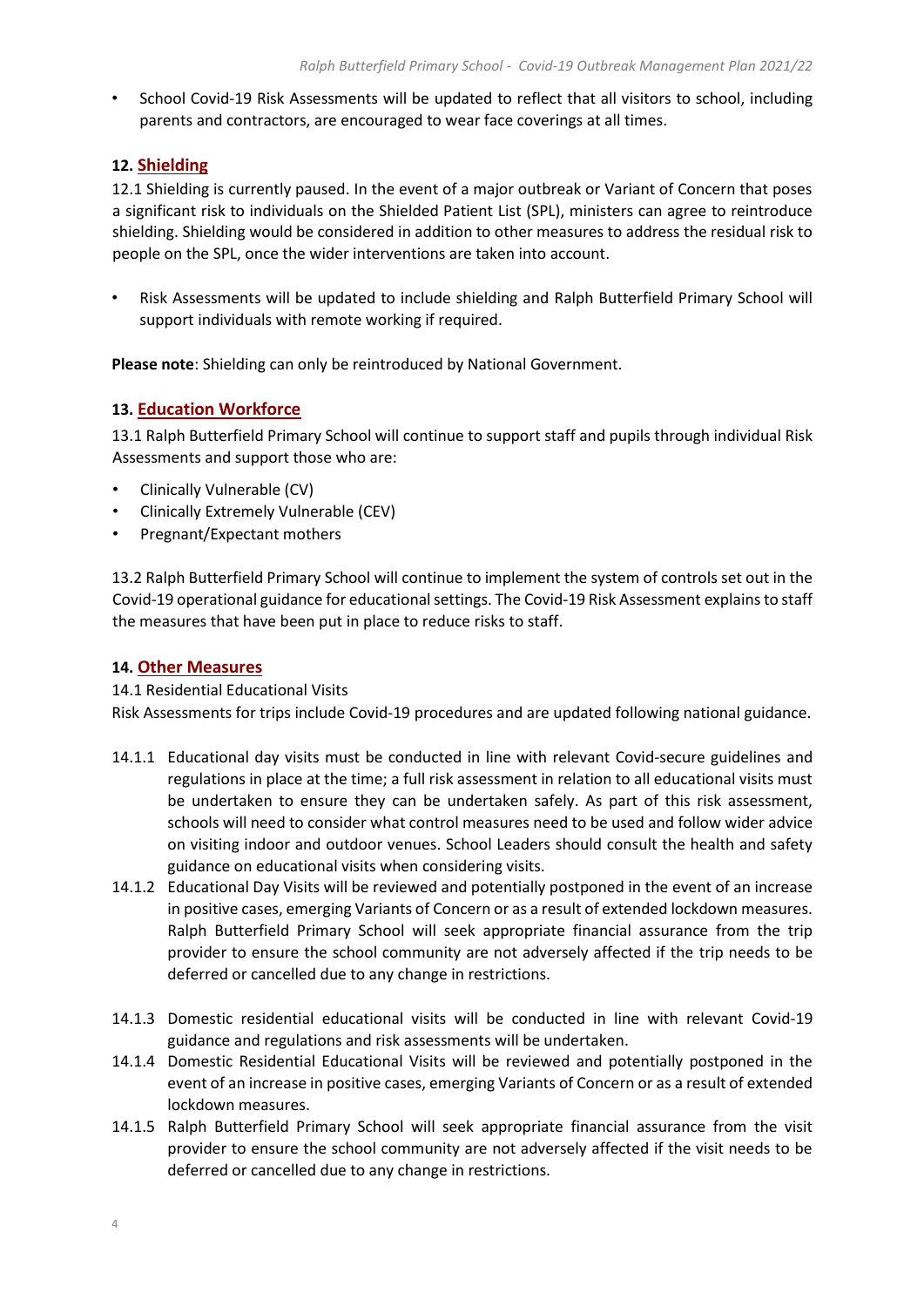- School Covid-19 Risk Assessments will be updated to reflect that all visitors to school, including parents and contractors, are encouraged to wear face coverings at all times.

## 12. Shielding

12.1 Shielding is currently paused. In the event of a major outbreak or Variant of Concern that poses a significant risk to individuals on the Shielded Patient List (SPL), ministers can agree to reintroduce shielding. Shielding would be considered in addition to other measures to address the residual risk to people on the SPL, once the wider interventions are taken into account.

- Risk Assessments will be updated to include shielding and Ralph Butterfield Primary School will support individuals with remote working if required.

**Please note**: Shielding can only be reintroduced by National Government.

## 13. Education Workforce

13.1 Ralph Butterfield Primary School will continue to support staff and pupils through individual Risk Assessments and support those who are:

- Clinically Vulnerable (CV)
- Clinically Extremely Vulnerable (CEV)
- Pregnant/Expectant mothers

13.2 Ralph Butterfield Primary School will continue to implement the system of controls set out in the Covid-19 operational guidance for educational settings. The Covid-19 Risk Assessment explains to staff the measures that have been put in place to reduce risks to staff.

## 14. Other Measures

14.1 Residential Educational Visits
Risk Assessments for trips include Covid-19 procedures and are updated following national guidance.

14.1.1 Educational day visits must be conducted in line with relevant Covid-secure guidelines and regulations in place at the time; a full risk assessment in relation to all educational visits must be undertaken to ensure they can be undertaken safely. As part of this risk assessment, schools will need to consider what control measures need to be used and follow wider advice on visiting indoor and outdoor venues. School Leaders should consult the health and safety guidance on educational visits when considering visits.

14.1.2 Educational Day Visits will be reviewed and potentially postponed in the event of an increase in positive cases, emerging Variants of Concern or as a result of extended lockdown measures. Ralph Butterfield Primary School will seek appropriate financial assurance from the trip provider to ensure the school community are not adversely affected if the trip needs to be deferred or cancelled due to any change in restrictions.

14.1.3 Domestic residential educational visits will be conducted in line with relevant Covid-19 guidance and regulations and risk assessments will be undertaken.

14.1.4 Domestic Residential Educational Visits will be reviewed and potentially postponed in the event of an increase in positive cases, emerging Variants of Concern or as a result of extended lockdown measures.

14.1.5 Ralph Butterfield Primary School will seek appropriate financial assurance from the visit provider to ensure the school community are not adversely affected if the visit needs to be deferred or cancelled due to any change in restrictions.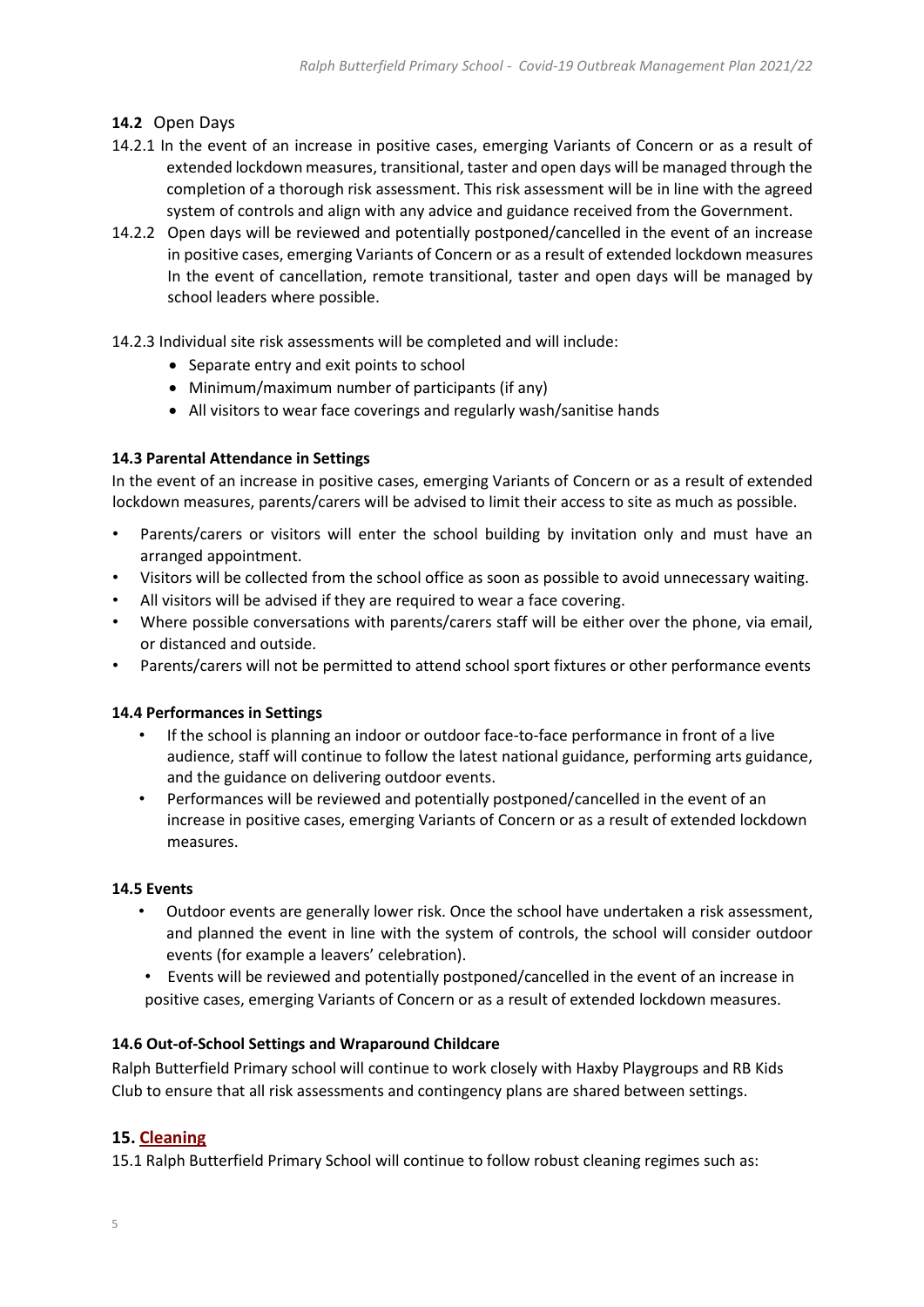**14.2** Open Days

14.2.1 In the event of an increase in positive cases, emerging Variants of Concern or as a result of extended lockdown measures, transitional, taster and open days will be managed through the completion of a thorough risk assessment. This risk assessment will be in line with the agreed system of controls and align with any advice and guidance received from the Government.

14.2.2 Open days will be reviewed and potentially postponed/cancelled in the event of an increase in positive cases, emerging Variants of Concern or as a result of extended lockdown measures In the event of cancellation, remote transitional, taster and open days will be managed by school leaders where possible.

14.2.3 Individual site risk assessments will be completed and will include:

- Separate entry and exit points to school
- Minimum/maximum number of participants (if any)
- All visitors to wear face coverings and regularly wash/sanitise hands

**14.3 Parental Attendance in Settings**

In the event of an increase in positive cases, emerging Variants of Concern or as a result of extended lockdown measures, parents/carers will be advised to limit their access to site as much as possible.

- Parents/carers or visitors will enter the school building by invitation only and must have an arranged appointment.
- Visitors will be collected from the school office as soon as possible to avoid unnecessary waiting.
- All visitors will be advised if they are required to wear a face covering.
- Where possible conversations with parents/carers staff will be either over the phone, via email, or distanced and outside.
- Parents/carers will not be permitted to attend school sport fixtures or other performance events

**14.4 Performances in Settings**

- If the school is planning an indoor or outdoor face-to-face performance in front of a live audience, staff will continue to follow the latest national guidance, performing arts guidance, and the guidance on delivering outdoor events.
- Performances will be reviewed and potentially postponed/cancelled in the event of an increase in positive cases, emerging Variants of Concern or as a result of extended lockdown measures.

**14.5 Events**

- Outdoor events are generally lower risk. Once the school have undertaken a risk assessment, and planned the event in line with the system of controls, the school will consider outdoor events (for example a leavers' celebration).
- Events will be reviewed and potentially postponed/cancelled in the event of an increase in positive cases, emerging Variants of Concern or as a result of extended lockdown measures.

**14.6 Out-of-School Settings and Wraparound Childcare**

Ralph Butterfield Primary school will continue to work closely with Haxby Playgroups and RB Kids Club to ensure that all risk assessments and contingency plans are shared between settings.

## 15. Cleaning

15.1 Ralph Butterfield Primary School will continue to follow robust cleaning regimes such as: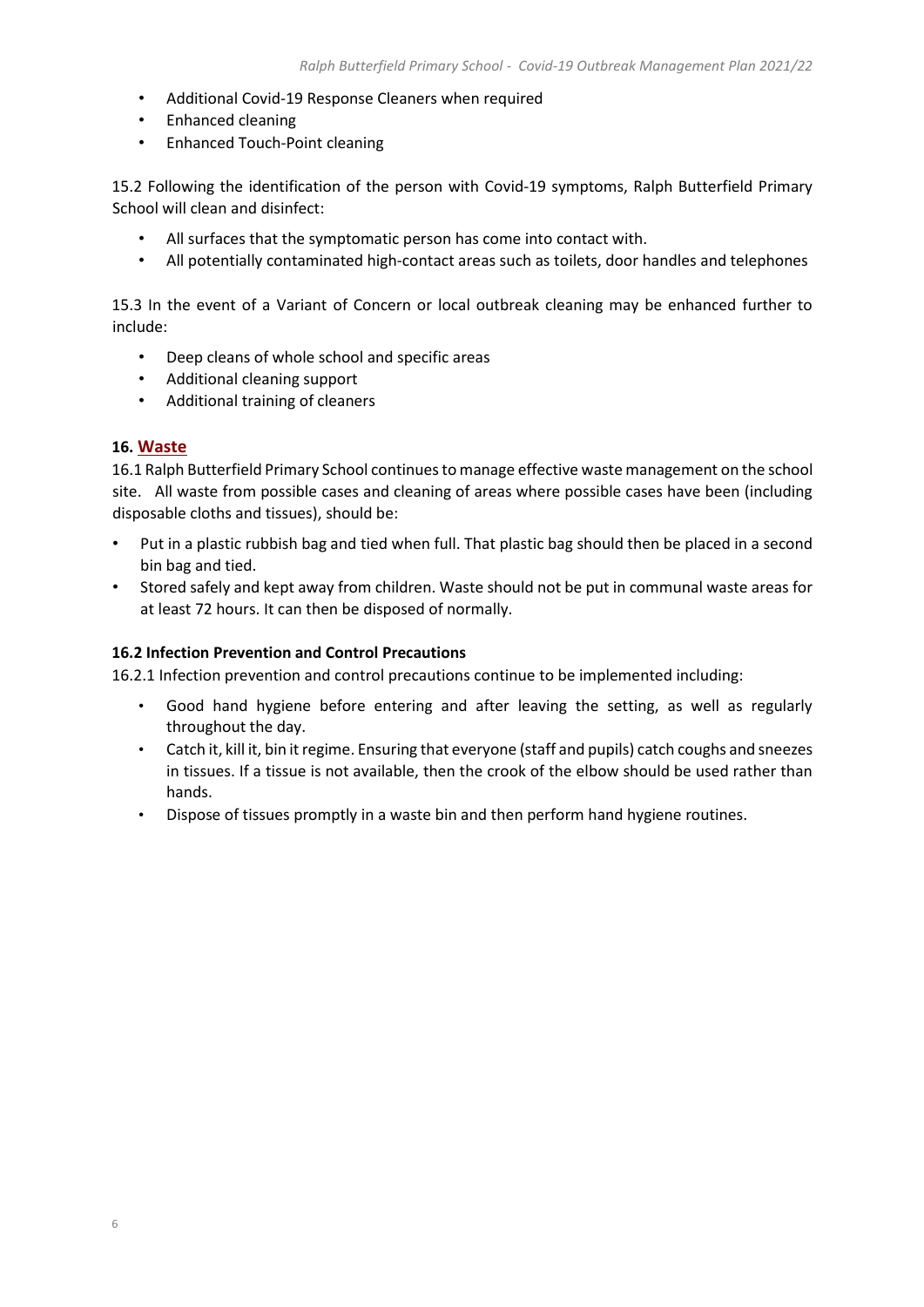- Additional Covid-19 Response Cleaners when required
- Enhanced cleaning
- Enhanced Touch-Point cleaning

15.2 Following the identification of the person with Covid-19 symptoms, Ralph Butterfield Primary School will clean and disinfect:

- All surfaces that the symptomatic person has come into contact with.
- All potentially contaminated high-contact areas such as toilets, door handles and telephones

15.3 In the event of a Variant of Concern or local outbreak cleaning may be enhanced further to include:

- Deep cleans of whole school and specific areas
- Additional cleaning support
- Additional training of cleaners

## 16. Waste

16.1 Ralph Butterfield Primary School continues to manage effective waste management on the school site. All waste from possible cases and cleaning of areas where possible cases have been (including disposable cloths and tissues), should be:

- Put in a plastic rubbish bag and tied when full. That plastic bag should then be placed in a second bin bag and tied.
- Stored safely and kept away from children. Waste should not be put in communal waste areas for at least 72 hours. It can then be disposed of normally.

### 16.2 Infection Prevention and Control Precautions

16.2.1 Infection prevention and control precautions continue to be implemented including:

- Good hand hygiene before entering and after leaving the setting, as well as regularly throughout the day.
- Catch it, kill it, bin it regime. Ensuring that everyone (staff and pupils) catch coughs and sneezes in tissues. If a tissue is not available, then the crook of the elbow should be used rather than hands.
- Dispose of tissues promptly in a waste bin and then perform hand hygiene routines.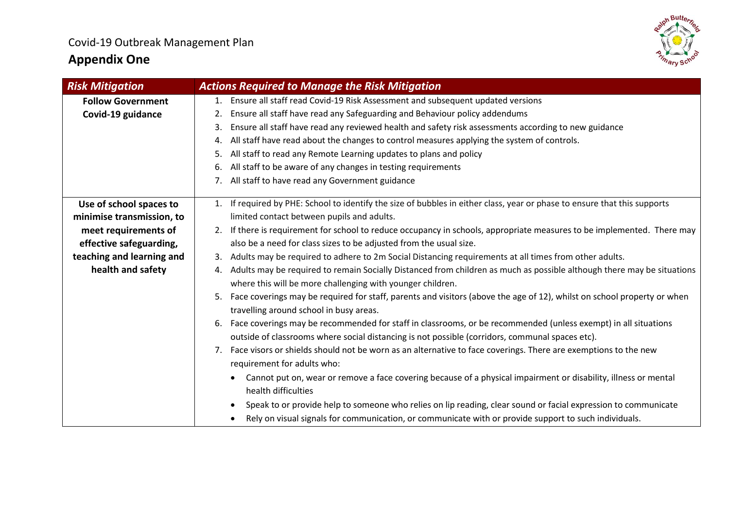Covid-19 Outbreak Management Plan

## Appendix One

| *Risk Mitigation* | *Actions Required to Manage the Risk Mitigation* |
|---|---|
| **Follow Government Covid-19 guidance** | 1. Ensure all staff read Covid-19 Risk Assessment and subsequent updated versions<br>2. Ensure all staff have read any Safeguarding and Behaviour policy addendums<br>3. Ensure all staff have read any reviewed health and safety risk assessments according to new guidance<br>4. All staff have read about the changes to control measures applying the system of controls.<br>5. All staff to read any Remote Learning updates to plans and policy<br>6. All staff to be aware of any changes in testing requirements<br>7. All staff to have read any Government guidance |
| **Use of school spaces to minimise transmission, to meet requirements of effective safeguarding, teaching and learning and health and safety** | 1. If required by PHE: School to identify the size of bubbles in either class, year or phase to ensure that this supports limited contact between pupils and adults.<br>2. If there is requirement for school to reduce occupancy in schools, appropriate measures to be implemented. There may also be a need for class sizes to be adjusted from the usual size.<br>3. Adults may be required to adhere to 2m Social Distancing requirements at all times from other adults.<br>4. Adults may be required to remain Socially Distanced from children as much as possible although there may be situations where this will be more challenging with younger children.<br>5. Face coverings may be required for staff, parents and visitors (above the age of 12), whilst on school property or when travelling around school in busy areas.<br>6. Face coverings may be recommended for staff in classrooms, or be recommended (unless exempt) in all situations outside of classrooms where social distancing is not possible (corridors, communal spaces etc).<br>7. Face visors or shields should not be worn as an alternative to face coverings. There are exemptions to the new requirement for adults who:<br>• Cannot put on, wear or remove a face covering because of a physical impairment or disability, illness or mental health difficulties<br>• Speak to or provide help to someone who relies on lip reading, clear sound or facial expression to communicate<br>• Rely on visual signals for communication, or communicate with or provide support to such individuals. |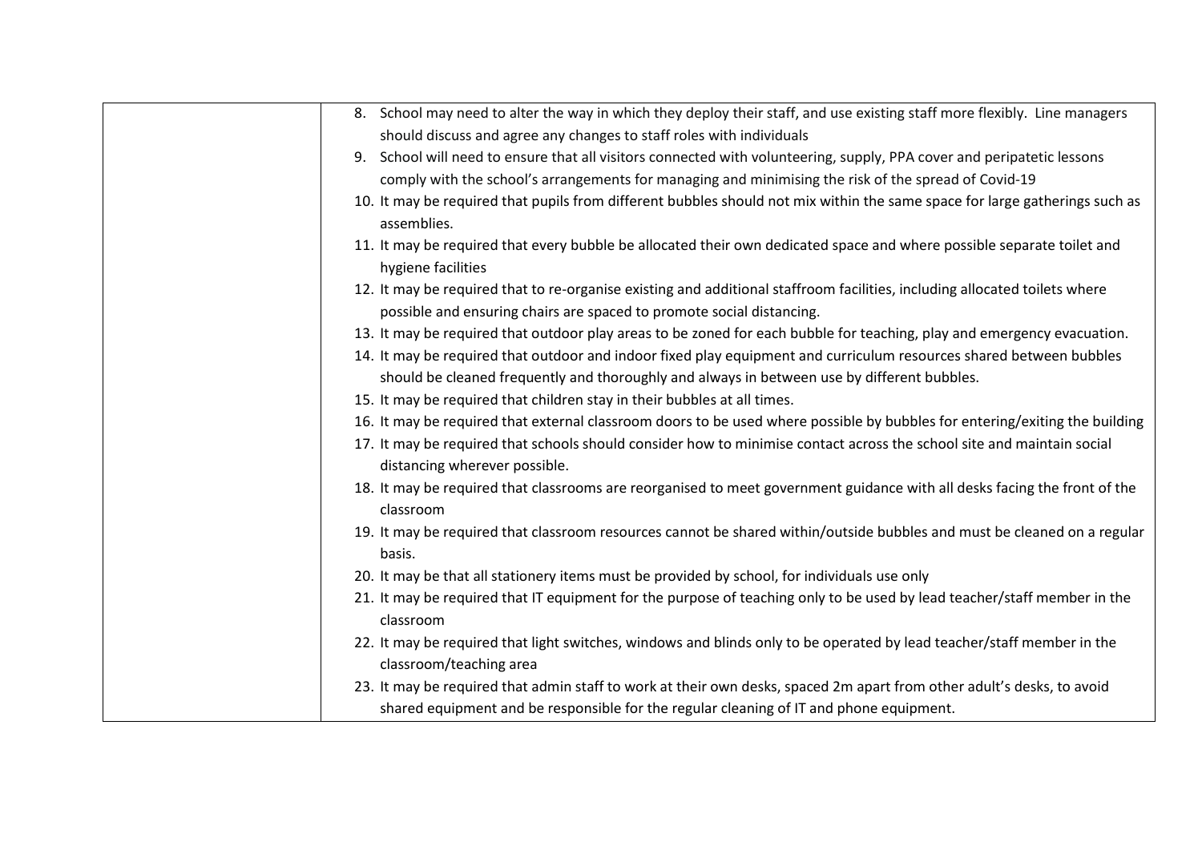| | |
|---|---|
| | 8. School may need to alter the way in which they deploy their staff, and use existing staff more flexibly. Line managers should discuss and agree any changes to staff roles with individuals<br>9. School will need to ensure that all visitors connected with volunteering, supply, PPA cover and peripatetic lessons comply with the school's arrangements for managing and minimising the risk of the spread of Covid-19<br>10. It may be required that pupils from different bubbles should not mix within the same space for large gatherings such as assemblies.<br>11. It may be required that every bubble be allocated their own dedicated space and where possible separate toilet and hygiene facilities<br>12. It may be required that to re-organise existing and additional staffroom facilities, including allocated toilets where possible and ensuring chairs are spaced to promote social distancing.<br>13. It may be required that outdoor play areas to be zoned for each bubble for teaching, play and emergency evacuation.<br>14. It may be required that outdoor and indoor fixed play equipment and curriculum resources shared between bubbles should be cleaned frequently and thoroughly and always in between use by different bubbles.<br>15. It may be required that children stay in their bubbles at all times.<br>16. It may be required that external classroom doors to be used where possible by bubbles for entering/exiting the building<br>17. It may be required that schools should consider how to minimise contact across the school site and maintain social distancing wherever possible.<br>18. It may be required that classrooms are reorganised to meet government guidance with all desks facing the front of the classroom<br>19. It may be required that classroom resources cannot be shared within/outside bubbles and must be cleaned on a regular basis.<br>20. It may be that all stationery items must be provided by school, for individuals use only<br>21. It may be required that IT equipment for the purpose of teaching only to be used by lead teacher/staff member in the classroom<br>22. It may be required that light switches, windows and blinds only to be operated by lead teacher/staff member in the classroom/teaching area<br>23. It may be required that admin staff to work at their own desks, spaced 2m apart from other adult's desks, to avoid shared equipment and be responsible for the regular cleaning of IT and phone equipment. |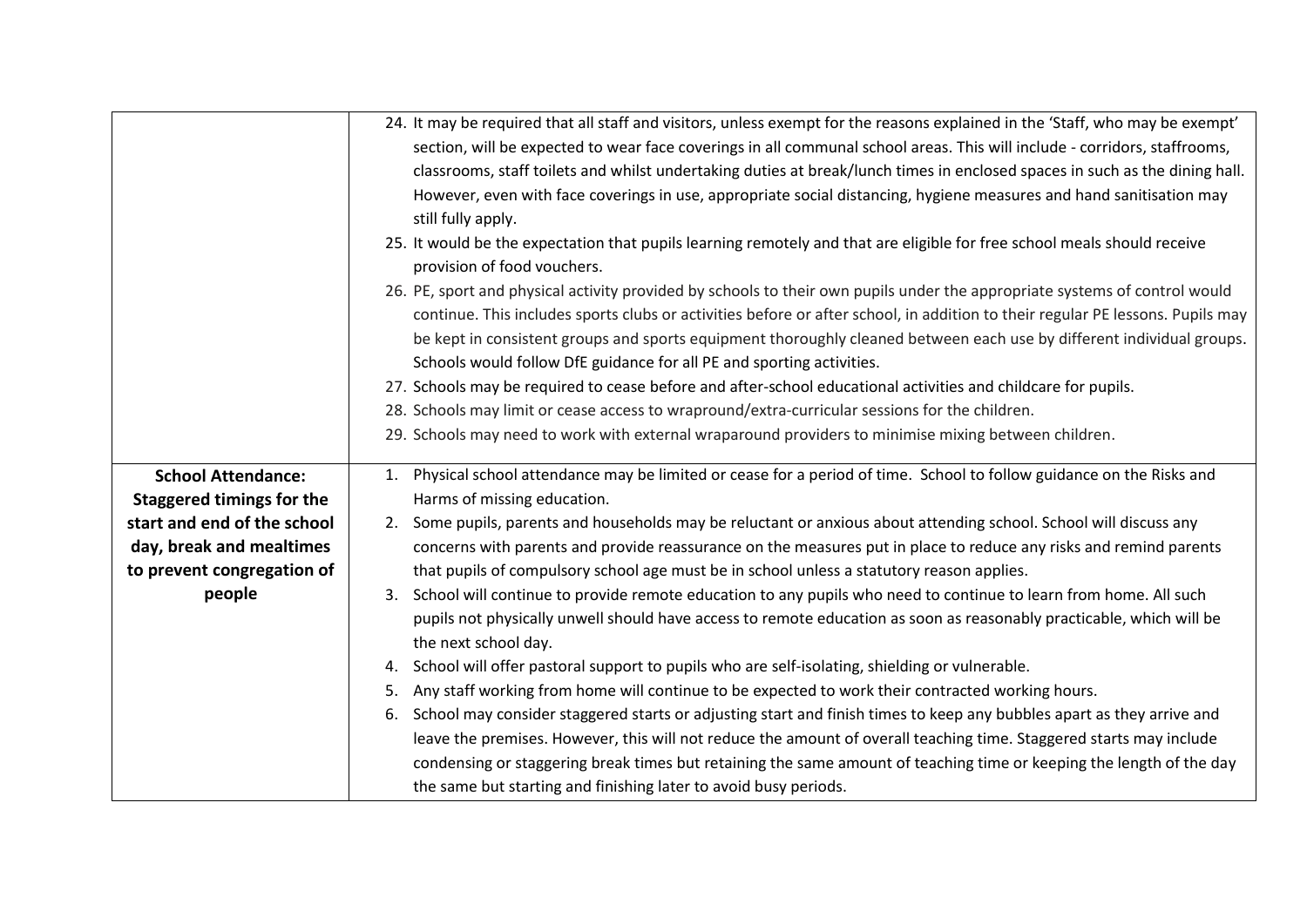| | |
|---|---|
| | 24. It may be required that all staff and visitors, unless exempt for the reasons explained in the 'Staff, who may be exempt' section, will be expected to wear face coverings in all communal school areas. This will include - corridors, staffrooms, classrooms, staff toilets and whilst undertaking duties at break/lunch times in enclosed spaces in such as the dining hall. However, even with face coverings in use, appropriate social distancing, hygiene measures and hand sanitisation may still fully apply.<br>25. It would be the expectation that pupils learning remotely and that are eligible for free school meals should receive provision of food vouchers.<br>26. PE, sport and physical activity provided by schools to their own pupils under the appropriate systems of control would continue. This includes sports clubs or activities before or after school, in addition to their regular PE lessons. Pupils may be kept in consistent groups and sports equipment thoroughly cleaned between each use by different individual groups. Schools would follow DfE guidance for all PE and sporting activities.<br>27. Schools may be required to cease before and after-school educational activities and childcare for pupils.<br>28. Schools may limit or cease access to wrapround/extra-curricular sessions for the children.<br>29. Schools may need to work with external wraparound providers to minimise mixing between children. |
| **School Attendance: Staggered timings for the start and end of the school day, break and mealtimes to prevent congregation of people** | 1. Physical school attendance may be limited or cease for a period of time. School to follow guidance on the Risks and Harms of missing education.<br>2. Some pupils, parents and households may be reluctant or anxious about attending school. School will discuss any concerns with parents and provide reassurance on the measures put in place to reduce any risks and remind parents that pupils of compulsory school age must be in school unless a statutory reason applies.<br>3. School will continue to provide remote education to any pupils who need to continue to learn from home. All such pupils not physically unwell should have access to remote education as soon as reasonably practicable, which will be the next school day.<br>4. School will offer pastoral support to pupils who are self-isolating, shielding or vulnerable.<br>5. Any staff working from home will continue to be expected to work their contracted working hours.<br>6. School may consider staggered starts or adjusting start and finish times to keep any bubbles apart as they arrive and leave the premises. However, this will not reduce the amount of overall teaching time. Staggered starts may include condensing or staggering break times but retaining the same amount of teaching time or keeping the length of the day the same but starting and finishing later to avoid busy periods. |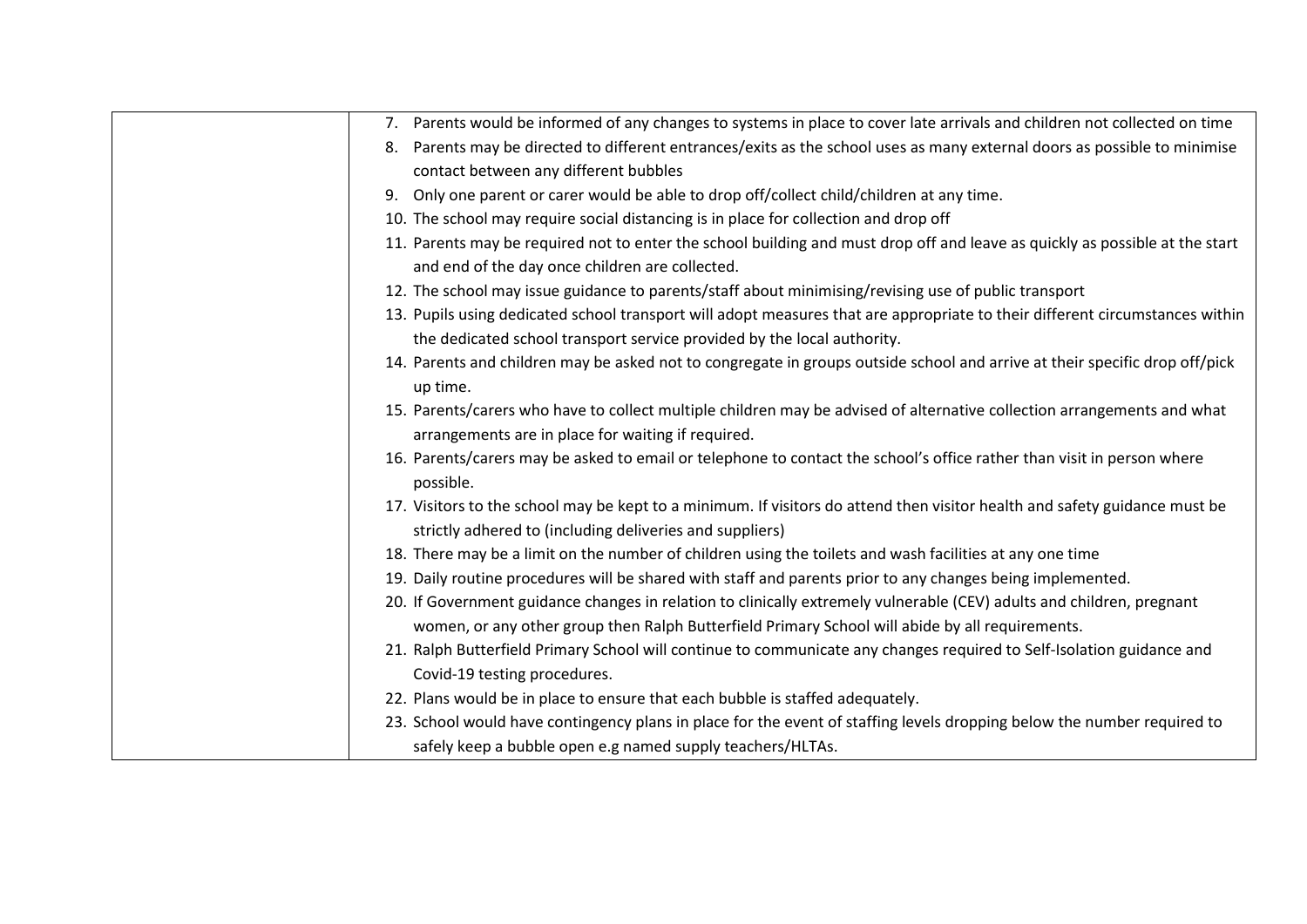| | |
|---|---|
| | 7. Parents would be informed of any changes to systems in place to cover late arrivals and children not collected on time<br>8. Parents may be directed to different entrances/exits as the school uses as many external doors as possible to minimise contact between any different bubbles<br>9. Only one parent or carer would be able to drop off/collect child/children at any time.<br>10. The school may require social distancing is in place for collection and drop off<br>11. Parents may be required not to enter the school building and must drop off and leave as quickly as possible at the start and end of the day once children are collected.<br>12. The school may issue guidance to parents/staff about minimising/revising use of public transport<br>13. Pupils using dedicated school transport will adopt measures that are appropriate to their different circumstances within the dedicated school transport service provided by the local authority.<br>14. Parents and children may be asked not to congregate in groups outside school and arrive at their specific drop off/pick up time.<br>15. Parents/carers who have to collect multiple children may be advised of alternative collection arrangements and what arrangements are in place for waiting if required.<br>16. Parents/carers may be asked to email or telephone to contact the school's office rather than visit in person where possible.<br>17. Visitors to the school may be kept to a minimum. If visitors do attend then visitor health and safety guidance must be strictly adhered to (including deliveries and suppliers)<br>18. There may be a limit on the number of children using the toilets and wash facilities at any one time<br>19. Daily routine procedures will be shared with staff and parents prior to any changes being implemented.<br>20. If Government guidance changes in relation to clinically extremely vulnerable (CEV) adults and children, pregnant women, or any other group then Ralph Butterfield Primary School will abide by all requirements.<br>21. Ralph Butterfield Primary School will continue to communicate any changes required to Self-Isolation guidance and Covid-19 testing procedures.<br>22. Plans would be in place to ensure that each bubble is staffed adequately.<br>23. School would have contingency plans in place for the event of staffing levels dropping below the number required to safely keep a bubble open e.g named supply teachers/HLTAs. |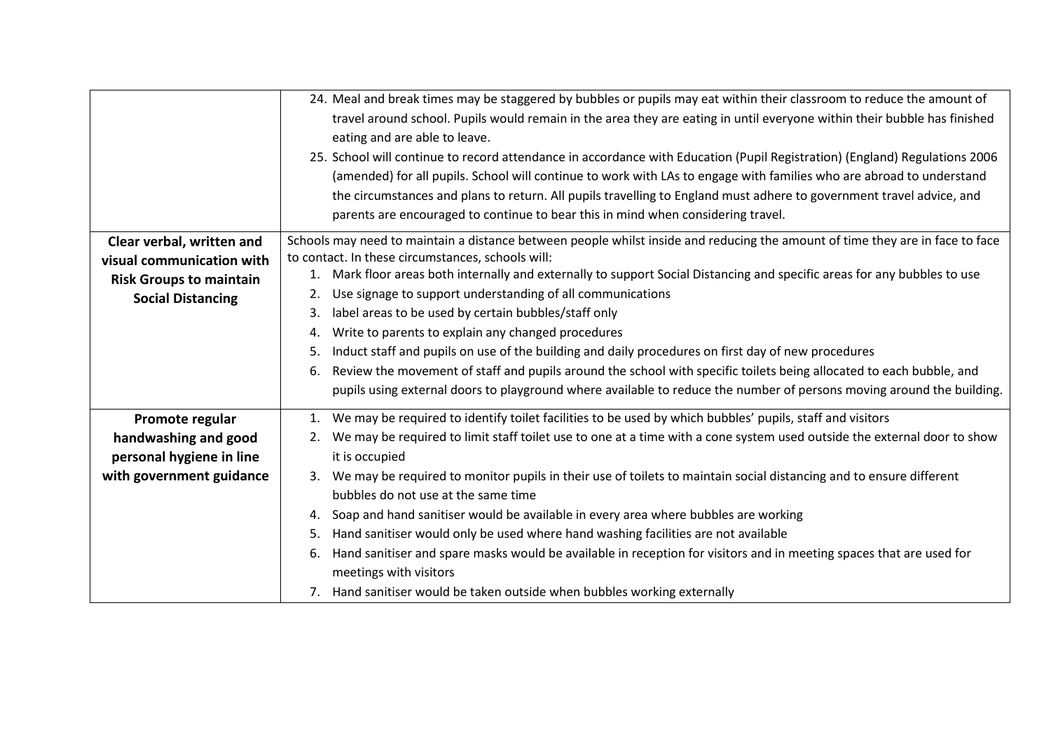| | |
|---|---|
| | 24. Meal and break times may be staggered by bubbles or pupils may eat within their classroom to reduce the amount of travel around school. Pupils would remain in the area they are eating in until everyone within their bubble has finished eating and are able to leave.<br>25. School will continue to record attendance in accordance with Education (Pupil Registration) (England) Regulations 2006 (amended) for all pupils. School will continue to work with LAs to engage with families who are abroad to understand the circumstances and plans to return. All pupils travelling to England must adhere to government travel advice, and parents are encouraged to continue to bear this in mind when considering travel. |
| **Clear verbal, written and visual communication with Risk Groups to maintain Social Distancing** | Schools may need to maintain a distance between people whilst inside and reducing the amount of time they are in face to face to contact. In these circumstances, schools will:<br>1. Mark floor areas both internally and externally to support Social Distancing and specific areas for any bubbles to use<br>2. Use signage to support understanding of all communications<br>3. label areas to be used by certain bubbles/staff only<br>4. Write to parents to explain any changed procedures<br>5. Induct staff and pupils on use of the building and daily procedures on first day of new procedures<br>6. Review the movement of staff and pupils around the school with specific toilets being allocated to each bubble, and pupils using external doors to playground where available to reduce the number of persons moving around the building. |
| **Promote regular handwashing and good personal hygiene in line with government guidance** | 1. We may be required to identify toilet facilities to be used by which bubbles' pupils, staff and visitors<br>2. We may be required to limit staff toilet use to one at a time with a cone system used outside the external door to show it is occupied<br>3. We may be required to monitor pupils in their use of toilets to maintain social distancing and to ensure different bubbles do not use at the same time<br>4. Soap and hand sanitiser would be available in every area where bubbles are working<br>5. Hand sanitiser would only be used where hand washing facilities are not available<br>6. Hand sanitiser and spare masks would be available in reception for visitors and in meeting spaces that are used for meetings with visitors<br>7. Hand sanitiser would be taken outside when bubbles working externally |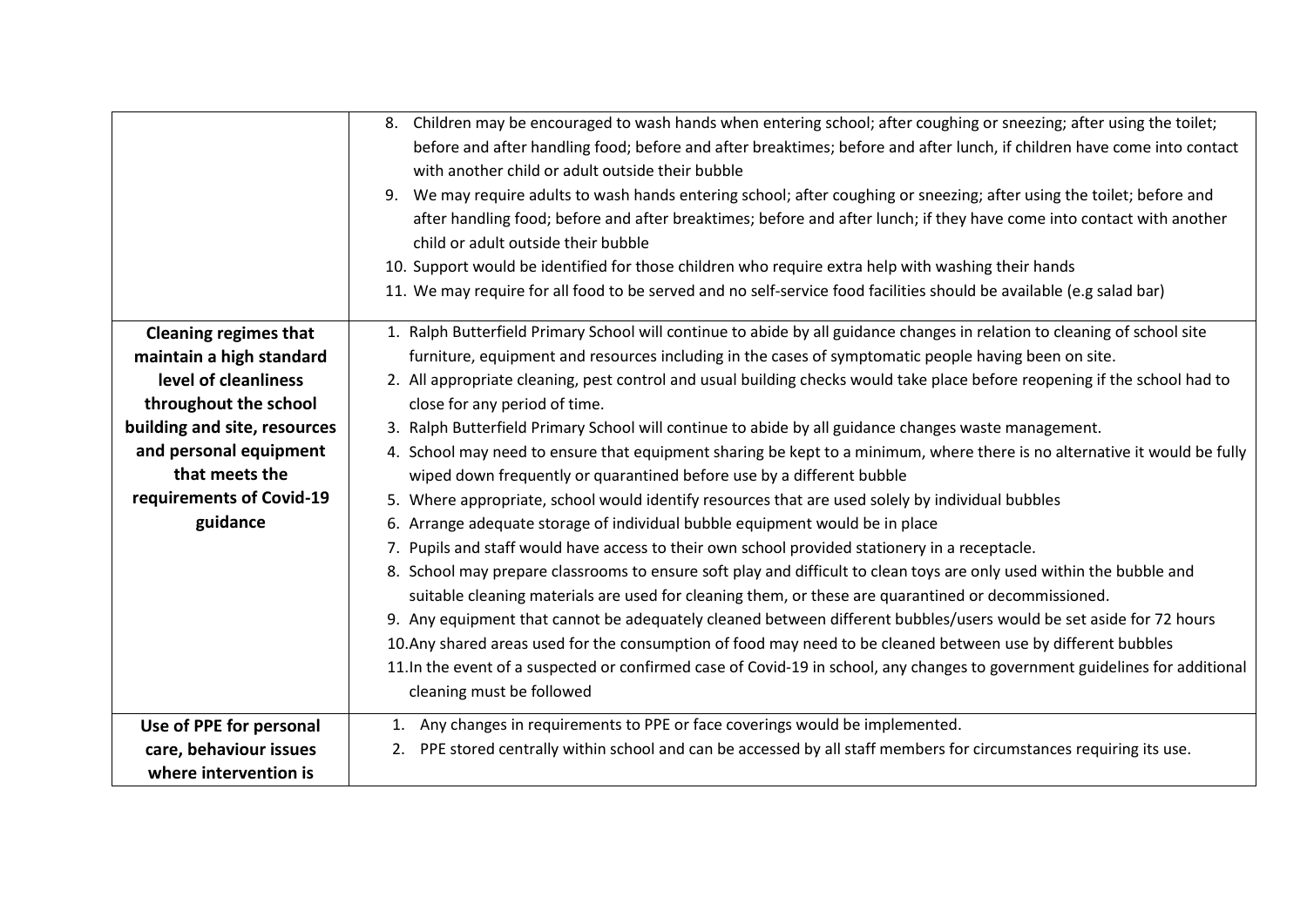| | |
|---|---|
| | 8. Children may be encouraged to wash hands when entering school; after coughing or sneezing; after using the toilet; before and after handling food; before and after breaktimes; before and after lunch, if children have come into contact with another child or adult outside their bubble<br>9. We may require adults to wash hands entering school; after coughing or sneezing; after using the toilet; before and after handling food; before and after breaktimes; before and after lunch; if they have come into contact with another child or adult outside their bubble<br>10. Support would be identified for those children who require extra help with washing their hands<br>11. We may require for all food to be served and no self-service food facilities should be available (e.g salad bar) |
| **Cleaning regimes that maintain a high standard level of cleanliness throughout the school building and site, resources and personal equipment that meets the requirements of Covid-19 guidance** | 1. Ralph Butterfield Primary School will continue to abide by all guidance changes in relation to cleaning of school site furniture, equipment and resources including in the cases of symptomatic people having been on site.<br>2. All appropriate cleaning, pest control and usual building checks would take place before reopening if the school had to close for any period of time.<br>3. Ralph Butterfield Primary School will continue to abide by all guidance changes waste management.<br>4. School may need to ensure that equipment sharing be kept to a minimum, where there is no alternative it would be fully wiped down frequently or quarantined before use by a different bubble<br>5. Where appropriate, school would identify resources that are used solely by individual bubbles<br>6. Arrange adequate storage of individual bubble equipment would be in place<br>7. Pupils and staff would have access to their own school provided stationery in a receptacle.<br>8. School may prepare classrooms to ensure soft play and difficult to clean toys are only used within the bubble and suitable cleaning materials are used for cleaning them, or these are quarantined or decommissioned.<br>9. Any equipment that cannot be adequately cleaned between different bubbles/users would be set aside for 72 hours<br>10. Any shared areas used for the consumption of food may need to be cleaned between use by different bubbles<br>11. In the event of a suspected or confirmed case of Covid-19 in school, any changes to government guidelines for additional cleaning must be followed |
| **Use of PPE for personal care, behaviour issues where intervention is** | 1. Any changes in requirements to PPE or face coverings would be implemented.<br>2. PPE stored centrally within school and can be accessed by all staff members for circumstances requiring its use. |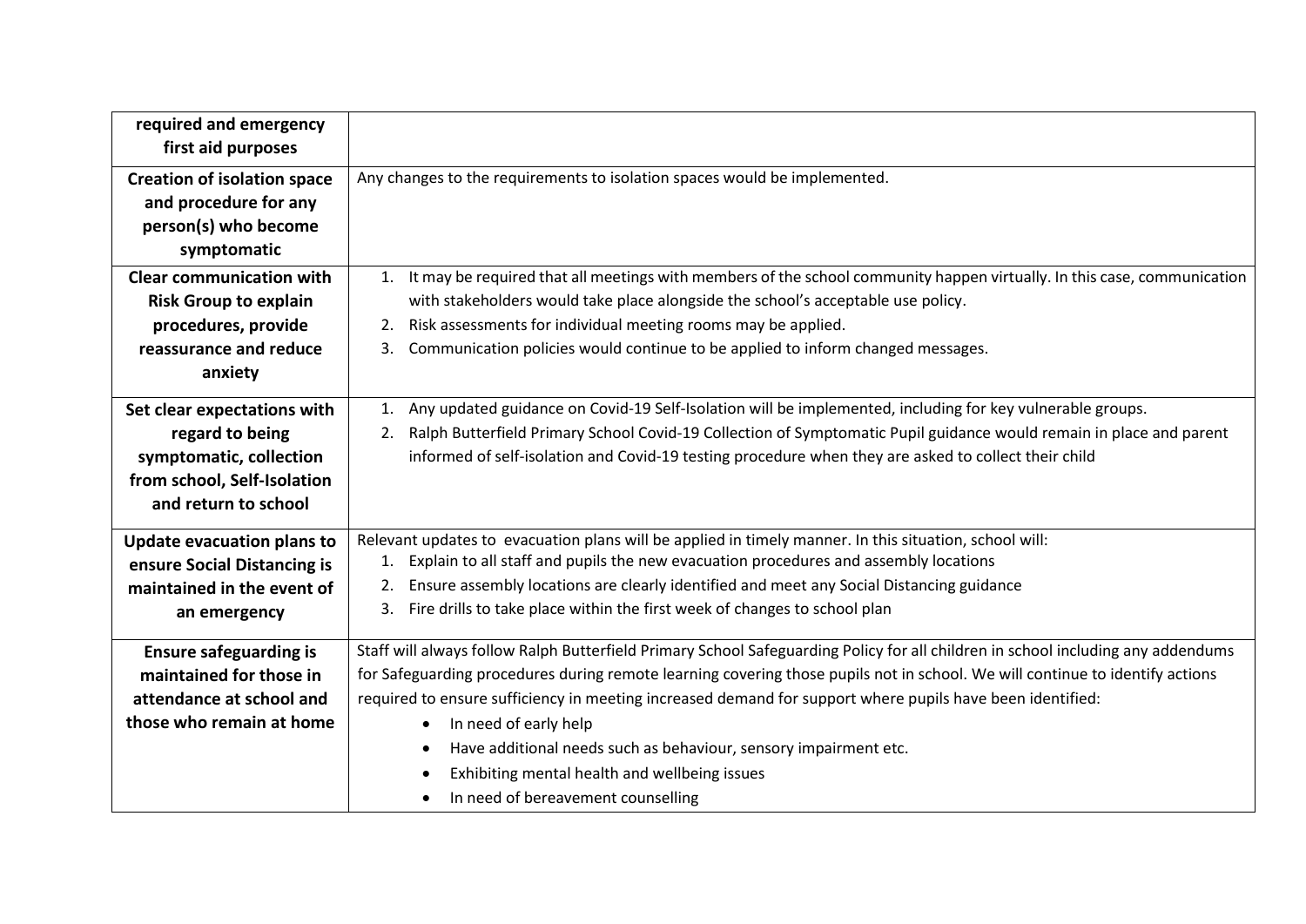| | |
|---|---|
| **required and emergency first aid purposes** | |
| **Creation of isolation space and procedure for any person(s) who become symptomatic** | Any changes to the requirements to isolation spaces would be implemented. |
| **Clear communication with Risk Group to explain procedures, provide reassurance and reduce anxiety** | 1. It may be required that all meetings with members of the school community happen virtually. In this case, communication with stakeholders would take place alongside the school's acceptable use policy.<br>2. Risk assessments for individual meeting rooms may be applied.<br>3. Communication policies would continue to be applied to inform changed messages. |
| **Set clear expectations with regard to being symptomatic, collection from school, Self-Isolation and return to school** | 1. Any updated guidance on Covid-19 Self-Isolation will be implemented, including for key vulnerable groups.<br>2. Ralph Butterfield Primary School Covid-19 Collection of Symptomatic Pupil guidance would remain in place and parent informed of self-isolation and Covid-19 testing procedure when they are asked to collect their child |
| **Update evacuation plans to ensure Social Distancing is maintained in the event of an emergency** | Relevant updates to evacuation plans will be applied in timely manner. In this situation, school will:<br>1. Explain to all staff and pupils the new evacuation procedures and assembly locations<br>2. Ensure assembly locations are clearly identified and meet any Social Distancing guidance<br>3. Fire drills to take place within the first week of changes to school plan |
| **Ensure safeguarding is maintained for those in attendance at school and those who remain at home** | Staff will always follow Ralph Butterfield Primary School Safeguarding Policy for all children in school including any addendums for Safeguarding procedures during remote learning covering those pupils not in school. We will continue to identify actions required to ensure sufficiency in meeting increased demand for support where pupils have been identified:<br>• In need of early help<br>• Have additional needs such as behaviour, sensory impairment etc.<br>• Exhibiting mental health and wellbeing issues<br>• In need of bereavement counselling |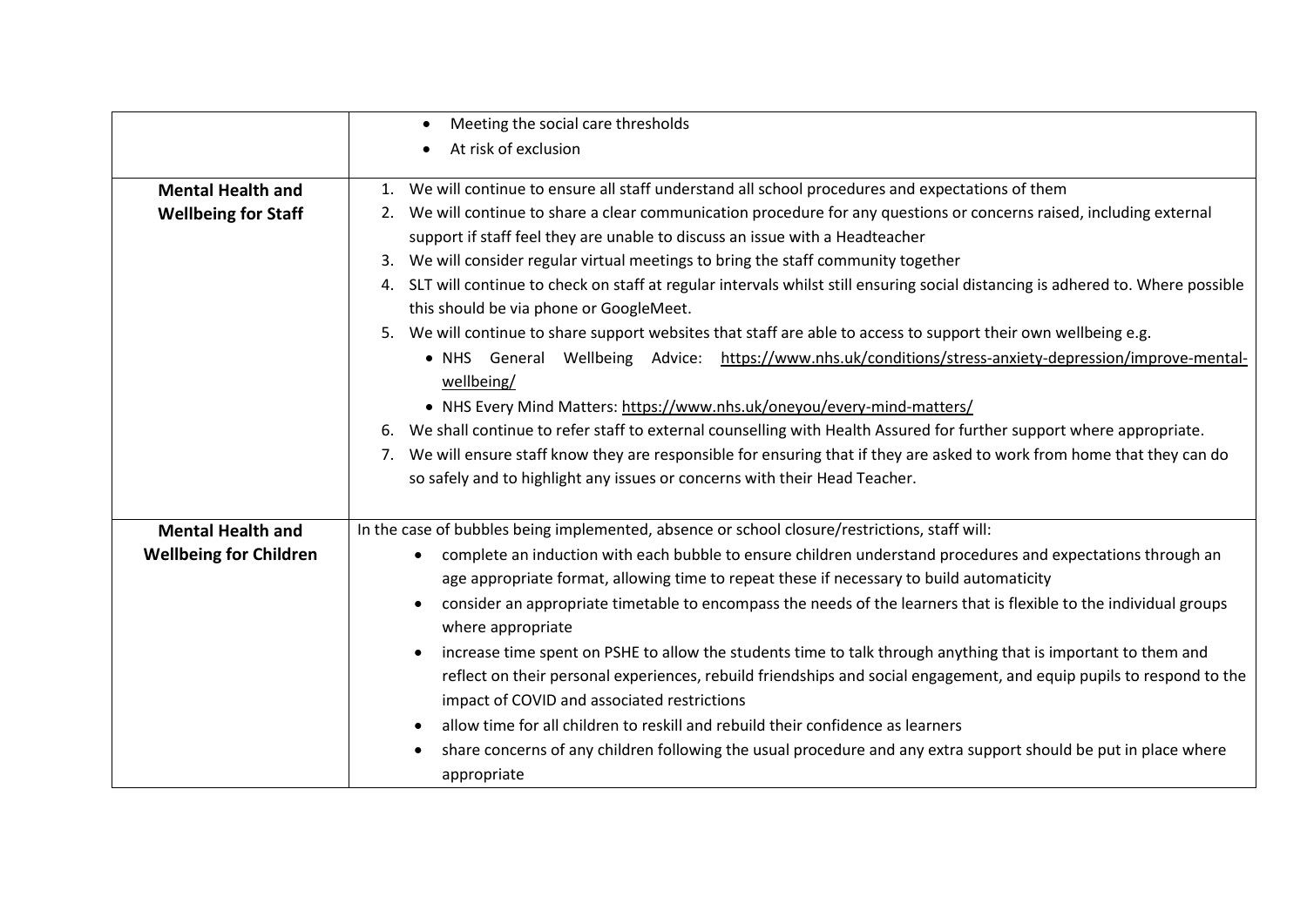| | |
|---|---|
| | • Meeting the social care thresholds<br>• At risk of exclusion |
| **Mental Health and Wellbeing for Staff** | 1. We will continue to ensure all staff understand all school procedures and expectations of them<br>2. We will continue to share a clear communication procedure for any questions or concerns raised, including external support if staff feel they are unable to discuss an issue with a Headteacher<br>3. We will consider regular virtual meetings to bring the staff community together<br>4. SLT will continue to check on staff at regular intervals whilst still ensuring social distancing is adhered to. Where possible this should be via phone or GoogleMeet.<br>5. We will continue to share support websites that staff are able to access to support their own wellbeing e.g.<br>• NHS General Wellbeing Advice: https://www.nhs.uk/conditions/stress-anxiety-depression/improve-mental-wellbeing/<br>• NHS Every Mind Matters: https://www.nhs.uk/oneyou/every-mind-matters/<br>6. We shall continue to refer staff to external counselling with Health Assured for further support where appropriate.<br>7. We will ensure staff know they are responsible for ensuring that if they are asked to work from home that they can do so safely and to highlight any issues or concerns with their Head Teacher. |
| **Mental Health and Wellbeing for Children** | In the case of bubbles being implemented, absence or school closure/restrictions, staff will:<br>• complete an induction with each bubble to ensure children understand procedures and expectations through an age appropriate format, allowing time to repeat these if necessary to build automaticity<br>• consider an appropriate timetable to encompass the needs of the learners that is flexible to the individual groups where appropriate<br>• increase time spent on PSHE to allow the students time to talk through anything that is important to them and reflect on their personal experiences, rebuild friendships and social engagement, and equip pupils to respond to the impact of COVID and associated restrictions<br>• allow time for all children to reskill and rebuild their confidence as learners<br>• share concerns of any children following the usual procedure and any extra support should be put in place where appropriate |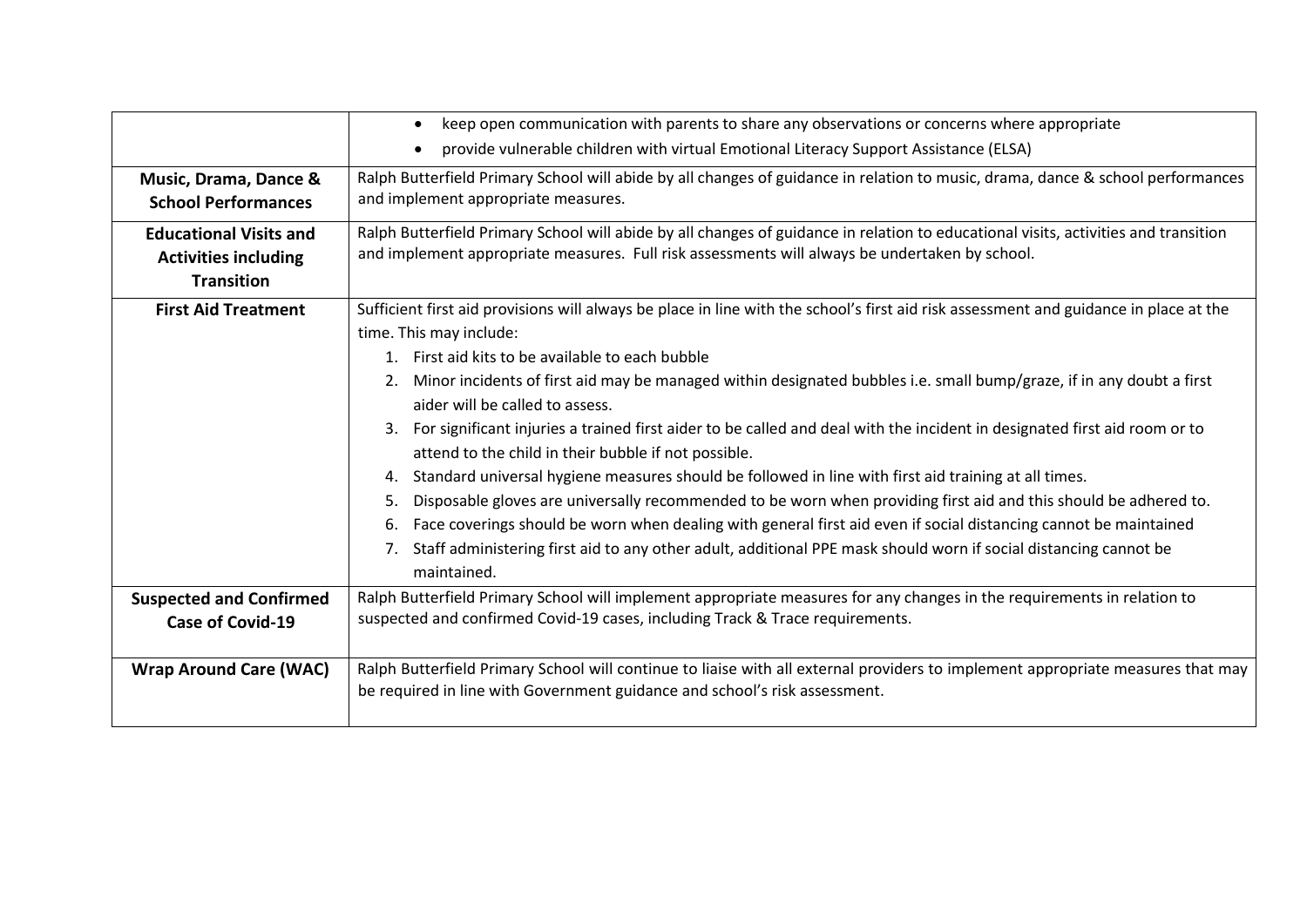| | |
|---|---|
| | • keep open communication with parents to share any observations or concerns where appropriate<br>• provide vulnerable children with virtual Emotional Literacy Support Assistance (ELSA) |
| **Music, Drama, Dance & School Performances** | Ralph Butterfield Primary School will abide by all changes of guidance in relation to music, drama, dance & school performances and implement appropriate measures. |
| **Educational Visits and Activities including Transition** | Ralph Butterfield Primary School will abide by all changes of guidance in relation to educational visits, activities and transition and implement appropriate measures. Full risk assessments will always be undertaken by school. |
| **First Aid Treatment** | Sufficient first aid provisions will always be place in line with the school's first aid risk assessment and guidance in place at the time. This may include:<br>1. First aid kits to be available to each bubble<br>2. Minor incidents of first aid may be managed within designated bubbles i.e. small bump/graze, if in any doubt a first aider will be called to assess.<br>3. For significant injuries a trained first aider to be called and deal with the incident in designated first aid room or to attend to the child in their bubble if not possible.<br>4. Standard universal hygiene measures should be followed in line with first aid training at all times.<br>5. Disposable gloves are universally recommended to be worn when providing first aid and this should be adhered to.<br>6. Face coverings should be worn when dealing with general first aid even if social distancing cannot be maintained<br>7. Staff administering first aid to any other adult, additional PPE mask should worn if social distancing cannot be maintained. |
| **Suspected and Confirmed Case of Covid-19** | Ralph Butterfield Primary School will implement appropriate measures for any changes in the requirements in relation to suspected and confirmed Covid-19 cases, including Track & Trace requirements. |
| **Wrap Around Care (WAC)** | Ralph Butterfield Primary School will continue to liaise with all external providers to implement appropriate measures that may be required in line with Government guidance and school's risk assessment. |